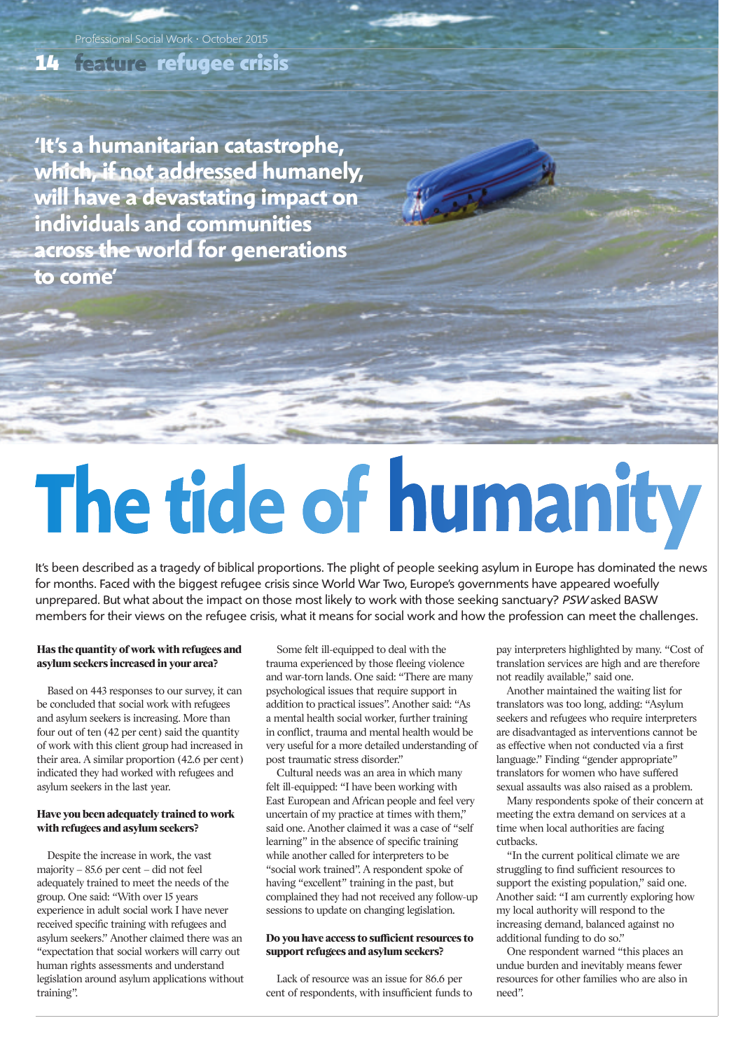'It's a humanitarian catastrophe, which, if not addressed humanely, will have a devastating impact on individuals and communities across the world for generations to come'

# The tide of humanity

It's been described as a tragedy of biblical proportions. The plight of people seeking asylum in Europe has dominated the news for months. Faced with the biggest refugee crisis since World War Two, Europe's governments have appeared woefully unprepared. But what about the impact on those most likely to work with those seeking sanctuary? *PSW* asked BASW members for their views on the refugee crisis, what it means for social work and how the profession can meet the challenges.

**Has the quantity of work with refugees and asylum seekers increased in your area?**

Based on 443 responses to our survey, it can be concluded that social work with refugees and asylum seekers is increasing. More than four out of ten (42 per cent) said the quantity of work with this client group had increased in their area. A similar proportion (42.6 per cent) indicated they had worked with refugees and asylum seekers in the last year.

**Have you been adequately trained to work with refugees and asylum seekers?**

Despite the increase in work, the vast majority – 85.6 per cent – did not feel adequately trained to meet the needs of the group. One said: "With over 15 years experience in adult social work I have never received specific training with refugees and asylum seekers." Another claimed there was an "expectation that social workers will carry out human rights assessments and understand legislation around asylum applications without training".

Some felt ill-equipped to deal with the trauma experienced by those fleeing violence and war-torn lands. One said: "There are many psychological issues that require support in addition to practical issues". Another said: "As a mental health social worker, further training in conflict, trauma and mental health would be very useful for a more detailed understanding of post traumatic stress disorder."

Cultural needs was an area in which many felt ill-equipped: "I have been working with East European and African people and feel very uncertain of my practice at times with them," said one. Another claimed it was a case of "self learning" in the absence of specific training while another called for interpreters to be "social work trained". A respondent spoke of having "excellent" training in the past, but complained they had not received any follow-up sessions to update on changing legislation.

**Do you have access to sufficient resources to support refugees and asylum seekers?**

Lack of resource was an issue for 86.6 per cent of respondents, with insufficient funds to pay interpreters highlighted by many. "Cost of translation services are high and are therefore not readily available," said one.

Another maintained the waiting list for translators was too long, adding: "Asylum seekers and refugees who require interpreters are disadvantaged as interventions cannot be as effective when not conducted via a first language." Finding "gender appropriate" translators for women who have suffered sexual assaults was also raised as a problem.

Many respondents spoke of their concern at meeting the extra demand on services at a time when local authorities are facing cutbacks.

"In the current political climate we are struggling to find sufficient resources to support the existing population," said one. Another said: "I am currently exploring how my local authority will respond to the increasing demand, balanced against no additional funding to do so."

One respondent warned "this places an undue burden and inevitably means fewer resources for other families who are also in need".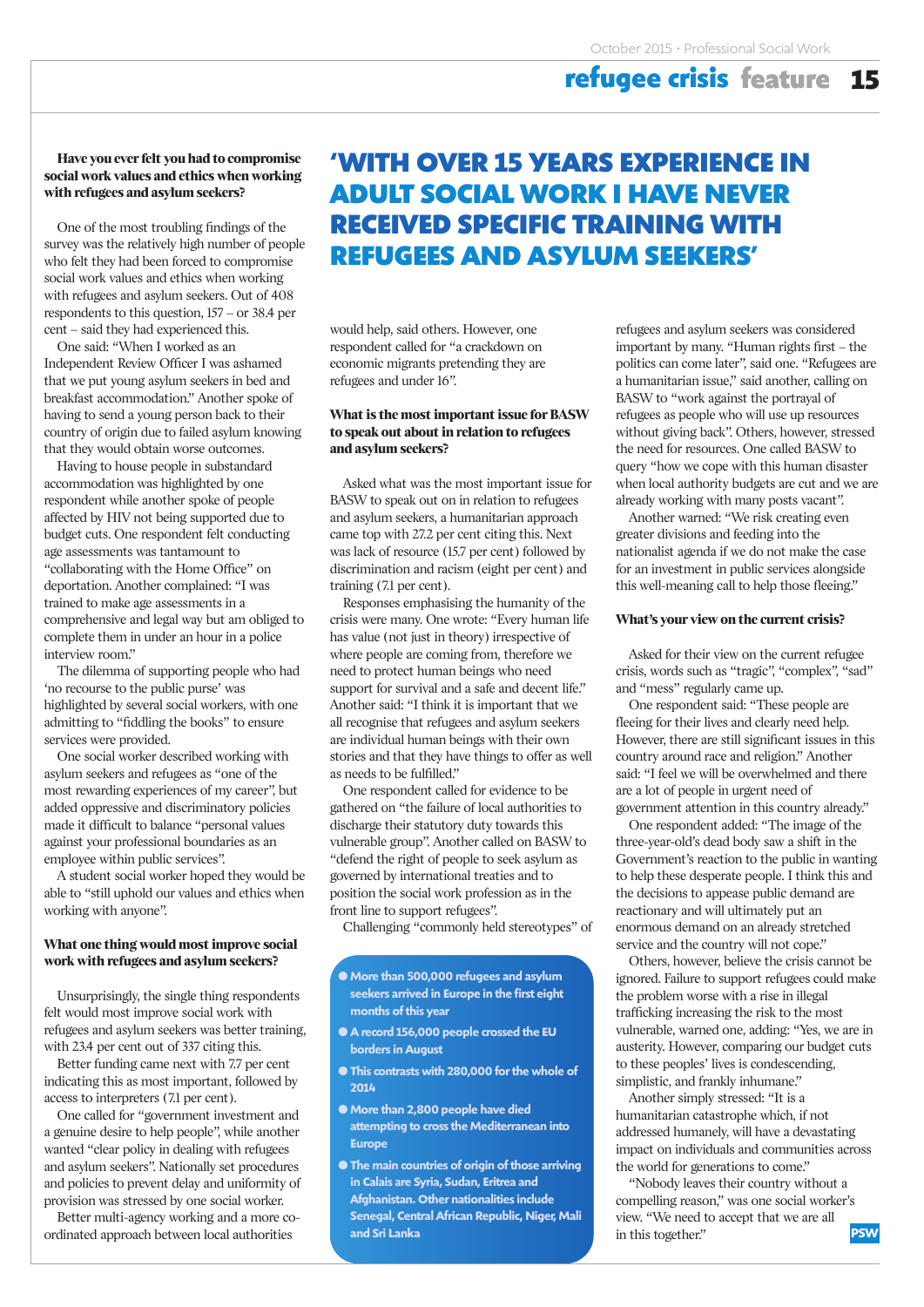**Have you ever felt you had to compromise social work values and ethics when working with refugees and asylum seekers?**

One of the most troubling findings of the survey was the relatively high number of people who felt they had been forced to compromise social work values and ethics when working with refugees and asylum seekers. Out of 408 respondents to this question, 157 – or 38.4 per cent – said they had experienced this.

One said: "When I worked as an Independent Review Officer I was ashamed that we put young asylum seekers in bed and breakfast accommodation." Another spoke of having to send a young person back to their country of origin due to failed asylum knowing that they would obtain worse outcomes.

Having to house people in substandard accommodation was highlighted by one respondent while another spoke of people affected by HIV not being supported due to budget cuts. One respondent felt conducting age assessments was tantamount to "collaborating with the Home Office" on deportation. Another complained: "I was trained to make age assessments in a comprehensive and legal way but am obliged to complete them in under an hour in a police interview room."

The dilemma of supporting people who had 'no recourse to the public purse' was highlighted by several social workers, with one admitting to "fiddling the books" to ensure services were provided.

One social worker described working with asylum seekers and refugees as "one of the most rewarding experiences of my career", but added oppressive and discriminatory policies made it difficult to balance "personal values against your professional boundaries as an employee within public services".

A student social worker hoped they would be able to "still uphold our values and ethics when working with anyone".

**What one thing would most improve social work with refugees and asylum seekers?**

Unsurprisingly, the single thing respondents felt would most improve social work with refugees and asylum seekers was better training, with 23.4 per cent out of 337 citing this.

Better funding came next with 7.7 per cent indicating this as most important, followed by access to interpreters (7.1 per cent).

One called for "government investment and a genuine desire to help people", while another wanted "clear policy in dealing with refugees and asylum seekers". Nationally set procedures and policies to prevent delay and uniformity of provision was stressed by one social worker.

Better multi-agency working and a more co-ordinated approach between local authorities would help, said others. However, one respondent called for "a crackdown on economic migrants pretending they are refugees and under 16".

# 'WITH OVER 15 YEARS EXPERIENCE IN ADULT SOCIAL WORK I HAVE NEVER RECEIVED SPECIFIC TRAINING WITH REFUGEES AND ASYLUM SEEKERS'

**What is the most important issue for BASW to speak out about in relation to refugees and asylum seekers?**

Asked what was the most important issue for BASW to speak out on in relation to refugees and asylum seekers, a humanitarian approach came top with 27.2 per cent citing this. Next was lack of resource (15.7 per cent) followed by discrimination and racism (eight per cent) and training (7.1 per cent).

Responses emphasising the humanity of the crisis were many. One wrote: "Every human life has value (not just in theory) irrespective of where people are coming from, therefore we need to protect human beings who need support for survival and a safe and decent life." Another said: "I think it is important that we all recognise that refugees and asylum seekers are individual human beings with their own stories and that they have things to offer as well as needs to be fulfilled."

One respondent called for evidence to be gathered on "the failure of local authorities to discharge their statutory duty towards this vulnerable group". Another called on BASW to "defend the right of people to seek asylum as governed by international treaties and to position the social work profession as in the front line to support refugees".

Challenging "commonly held stereotypes" of refugees and asylum seekers was considered important by many. "Human rights first – the politics can come later", said one. "Refugees are a humanitarian issue," said another, calling on BASW to "work against the portrayal of refugees as people who will use up resources without giving back". Others, however, stressed the need for resources. One called BASW to query "how we cope with this human disaster when local authority budgets are cut and we are already working with many posts vacant".

Another warned: "We risk creating even greater divisions and feeding into the nationalist agenda if we do not make the case for an investment in public services alongside this well-meaning call to help those fleeing."

- More than 500,000 refugees and asylum seekers arrived in Europe in the first eight months of this year
- A record 156,000 people crossed the EU borders in August
- This contrasts with 280,000 for the whole of 2014
- More than 2,800 people have died attempting to cross the Mediterranean into Europe
- The main countries of origin of those arriving in Calais are Syria, Sudan, Eritrea and Afghanistan. Other nationalities include Senegal, Central African Republic, Niger, Mali and Sri Lanka

**What's your view on the current crisis?**

Asked for their view on the current refugee crisis, words such as "tragic", "complex", "sad" and "mess" regularly came up.

One respondent said: "These people are fleeing for their lives and clearly need help. However, there are still significant issues in this country around race and religion." Another said: "I feel we will be overwhelmed and there are a lot of people in urgent need of government attention in this country already."

One respondent added: "The image of the three-year-old's dead body saw a shift in the Government's reaction to the public in wanting to help these desperate people. I think this and the decisions to appease public demand are reactionary and will ultimately put an enormous demand on an already stretched service and the country will not cope."

Others, however, believe the crisis cannot be ignored. Failure to support refugees could make the problem worse with a rise in illegal trafficking increasing the risk to the most vulnerable, warned one, adding: "Yes, we are in austerity. However, comparing our budget cuts to these peoples' lives is condescending, simplistic, and frankly inhumane."

Another simply stressed: "It is a humanitarian catastrophe which, if not addressed humanely, will have a devastating impact on individuals and communities across the world for generations to come."

"Nobody leaves their country without a compelling reason," was one social worker's view. "We need to accept that we are all in this together."